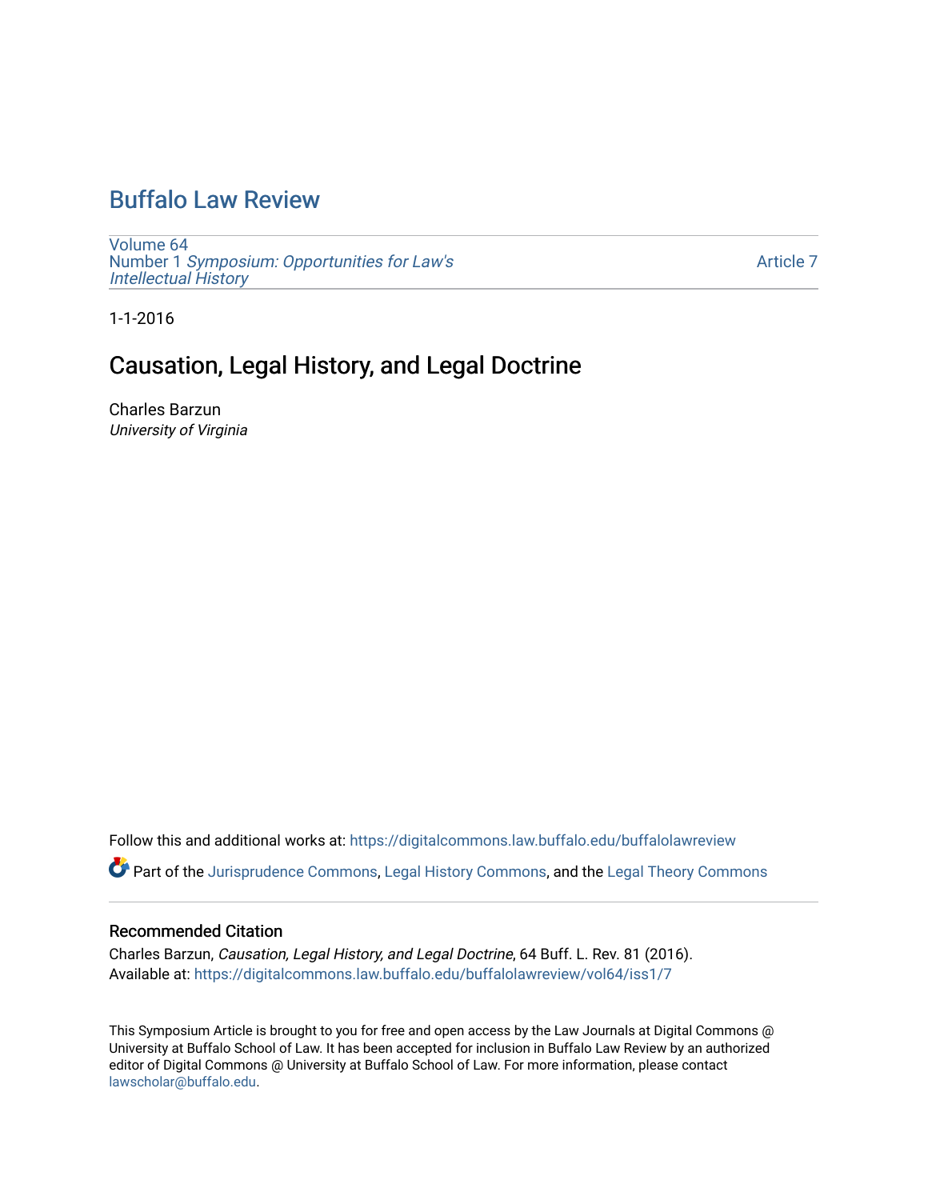# Buffalo Law Review

Volume 64
Number 1 *Symposium: Opportunities for Law's Intellectual History*

Article 7

1-1-2016

## Causation, Legal History, and Legal Doctrine

Charles Barzun
*University of Virginia*

Follow this and additional works at: https://digitalcommons.law.buffalo.edu/buffalolawreview

Part of the Jurisprudence Commons, Legal History Commons, and the Legal Theory Commons

### Recommended Citation

Charles Barzun, *Causation, Legal History, and Legal Doctrine*, 64 Buff. L. Rev. 81 (2016).
Available at: https://digitalcommons.law.buffalo.edu/buffalolawreview/vol64/iss1/7

This Symposium Article is brought to you for free and open access by the Law Journals at Digital Commons @ University at Buffalo School of Law. It has been accepted for inclusion in Buffalo Law Review by an authorized editor of Digital Commons @ University at Buffalo School of Law. For more information, please contact lawscholar@buffalo.edu.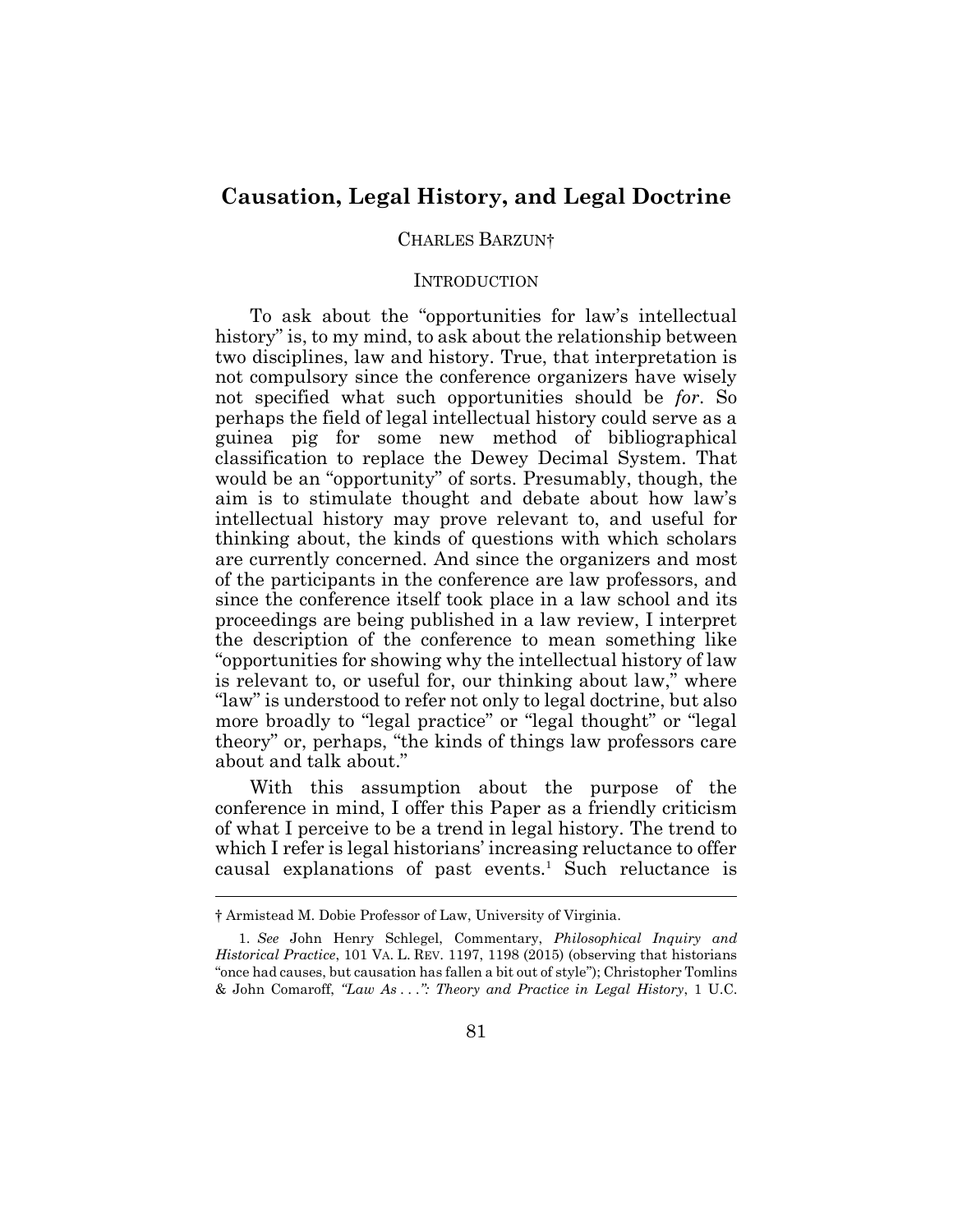# Causation, Legal History, and Legal Doctrine

CHARLES BARZUN†

## INTRODUCTION

To ask about the "opportunities for law's intellectual history" is, to my mind, to ask about the relationship between two disciplines, law and history. True, that interpretation is not compulsory since the conference organizers have wisely not specified what such opportunities should be *for*. So perhaps the field of legal intellectual history could serve as a guinea pig for some new method of bibliographical classification to replace the Dewey Decimal System. That would be an "opportunity" of sorts. Presumably, though, the aim is to stimulate thought and debate about how law's intellectual history may prove relevant to, and useful for thinking about, the kinds of questions with which scholars are currently concerned. And since the organizers and most of the participants in the conference are law professors, and since the conference itself took place in a law school and its proceedings are being published in a law review, I interpret the description of the conference to mean something like "opportunities for showing why the intellectual history of law is relevant to, or useful for, our thinking about law," where "law" is understood to refer not only to legal doctrine, but also more broadly to "legal practice" or "legal thought" or "legal theory" or, perhaps, "the kinds of things law professors care about and talk about."

With this assumption about the purpose of the conference in mind, I offer this Paper as a friendly criticism of what I perceive to be a trend in legal history. The trend to which I refer is legal historians' increasing reluctance to offer causal explanations of past events.[1] Such reluctance is

---

† Armistead M. Dobie Professor of Law, University of Virginia.

1. *See* John Henry Schlegel, Commentary, *Philosophical Inquiry and Historical Practice*, 101 VA. L. REV. 1197, 1198 (2015) (observing that historians "once had causes, but causation has fallen a bit out of style"); Christopher Tomlins & John Comaroff, *"Law As . . .": Theory and Practice in Legal History*, 1 U.C.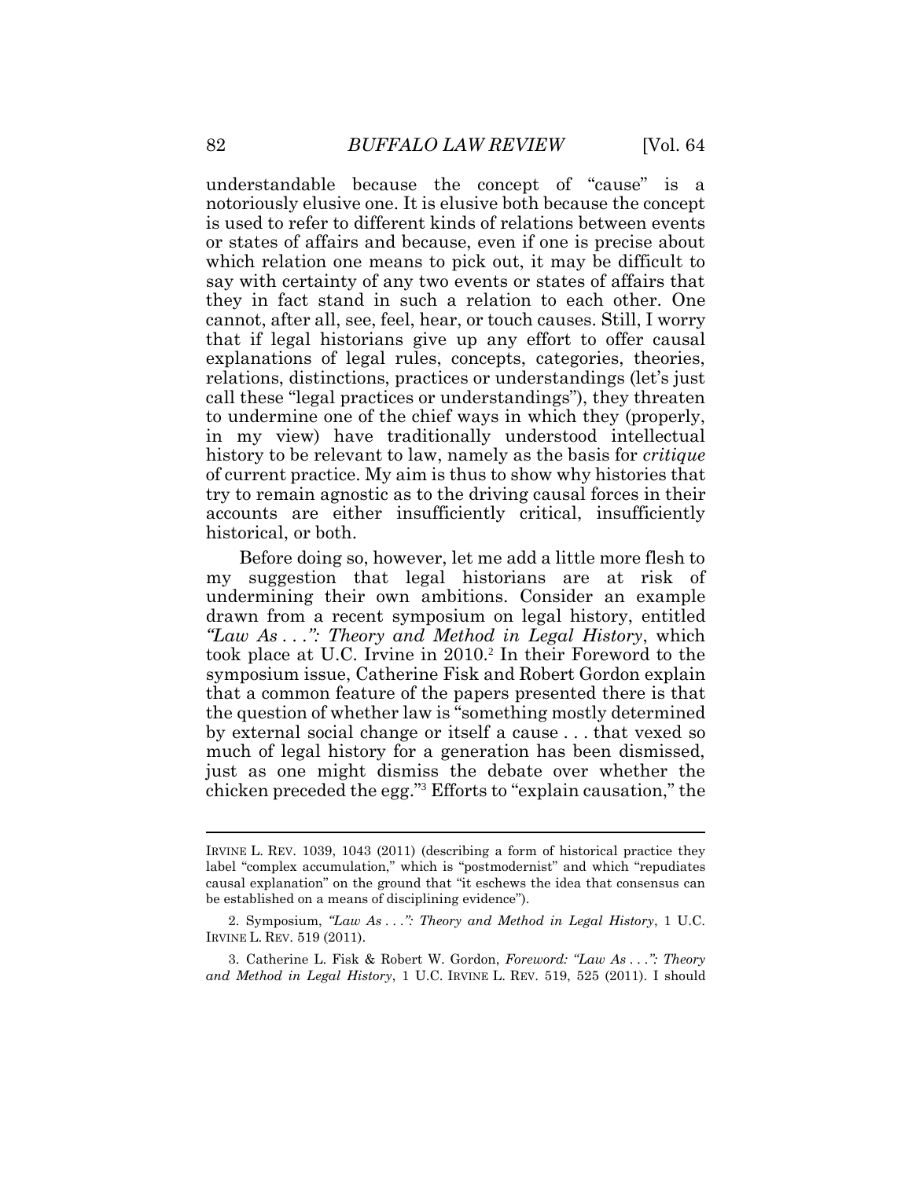understandable because the concept of "cause" is a notoriously elusive one. It is elusive both because the concept is used to refer to different kinds of relations between events or states of affairs and because, even if one is precise about which relation one means to pick out, it may be difficult to say with certainty of any two events or states of affairs that they in fact stand in such a relation to each other. One cannot, after all, see, feel, hear, or touch causes. Still, I worry that if legal historians give up any effort to offer causal explanations of legal rules, concepts, categories, theories, relations, distinctions, practices or understandings (let's just call these "legal practices or understandings"), they threaten to undermine one of the chief ways in which they (properly, in my view) have traditionally understood intellectual history to be relevant to law, namely as the basis for *critique* of current practice. My aim is thus to show why histories that try to remain agnostic as to the driving causal forces in their accounts are either insufficiently critical, insufficiently historical, or both.

Before doing so, however, let me add a little more flesh to my suggestion that legal historians are at risk of undermining their own ambitions. Consider an example drawn from a recent symposium on legal history, entitled *"Law As . . .": Theory and Method in Legal History*, which took place at U.C. Irvine in 2010.[2] In their Foreword to the symposium issue, Catherine Fisk and Robert Gordon explain that a common feature of the papers presented there is that the question of whether law is "something mostly determined by external social change or itself a cause . . . that vexed so much of legal history for a generation has been dismissed, just as one might dismiss the debate over whether the chicken preceded the egg."[3] Efforts to "explain causation," the

---

IRVINE L. REV. 1039, 1043 (2011) (describing a form of historical practice they label "complex accumulation," which is "postmodernist" and which "repudiates causal explanation" on the ground that "it eschews the idea that consensus can be established on a means of disciplining evidence").

2. Symposium, *"Law As . . .": Theory and Method in Legal History*, 1 U.C. IRVINE L. REV. 519 (2011).

3. Catherine L. Fisk & Robert W. Gordon, *Foreword: "Law As . . .": Theory and Method in Legal History*, 1 U.C. IRVINE L. REV. 519, 525 (2011). I should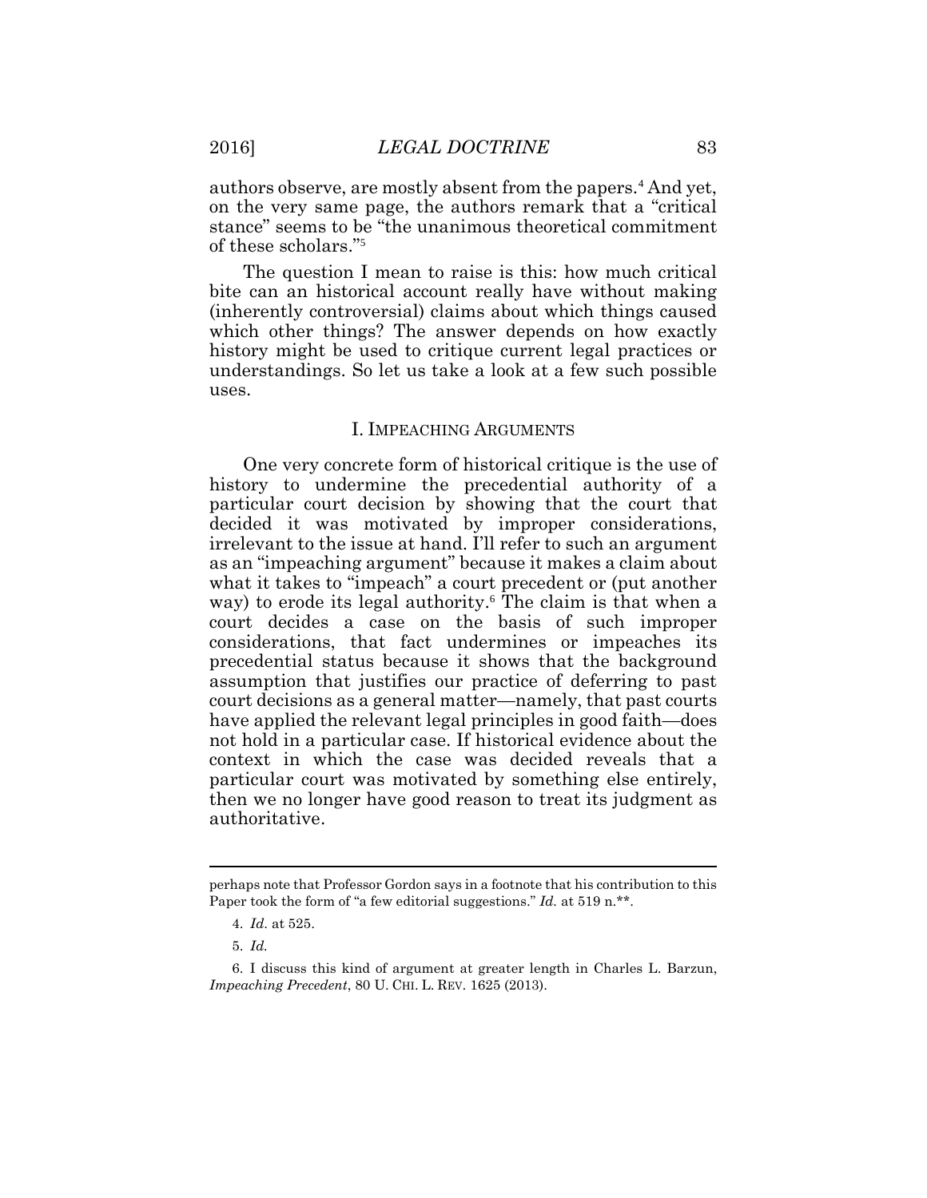authors observe, are mostly absent from the papers.[4] And yet, on the very same page, the authors remark that a "critical stance" seems to be "the unanimous theoretical commitment of these scholars."[5]

The question I mean to raise is this: how much critical bite can an historical account really have without making (inherently controversial) claims about which things caused which other things? The answer depends on how exactly history might be used to critique current legal practices or understandings. So let us take a look at a few such possible uses.

## I. Impeaching Arguments

One very concrete form of historical critique is the use of history to undermine the precedential authority of a particular court decision by showing that the court that decided it was motivated by improper considerations, irrelevant to the issue at hand. I'll refer to such an argument as an "impeaching argument" because it makes a claim about what it takes to "impeach" a court precedent or (put another way) to erode its legal authority.[6] The claim is that when a court decides a case on the basis of such improper considerations, that fact undermines or impeaches its precedential status because it shows that the background assumption that justifies our practice of deferring to past court decisions as a general matter—namely, that past courts have applied the relevant legal principles in good faith—does not hold in a particular case. If historical evidence about the context in which the case was decided reveals that a particular court was motivated by something else entirely, then we no longer have good reason to treat its judgment as authoritative.

---

perhaps note that Professor Gordon says in a footnote that his contribution to this Paper took the form of "a few editorial suggestions." *Id.* at 519 n.**.

4. *Id*. at 525.

5. *Id.*

6. I discuss this kind of argument at greater length in Charles L. Barzun, *Impeaching Precedent*, 80 U. CHI. L. REV. 1625 (2013).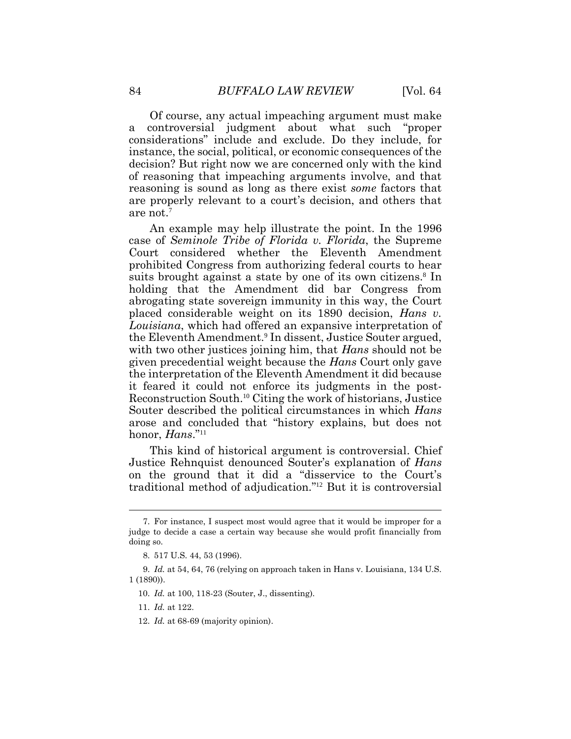Of course, any actual impeaching argument must make a controversial judgment about what such "proper considerations" include and exclude. Do they include, for instance, the social, political, or economic consequences of the decision? But right now we are concerned only with the kind of reasoning that impeaching arguments involve, and that reasoning is sound as long as there exist *some* factors that are properly relevant to a court's decision, and others that are not.[7]

An example may help illustrate the point. In the 1996 case of *Seminole Tribe of Florida v. Florida*, the Supreme Court considered whether the Eleventh Amendment prohibited Congress from authorizing federal courts to hear suits brought against a state by one of its own citizens.[8] In holding that the Amendment did bar Congress from abrogating state sovereign immunity in this way, the Court placed considerable weight on its 1890 decision, *Hans v. Louisiana*, which had offered an expansive interpretation of the Eleventh Amendment.[9] In dissent, Justice Souter argued, with two other justices joining him, that *Hans* should not be given precedential weight because the *Hans* Court only gave the interpretation of the Eleventh Amendment it did because it feared it could not enforce its judgments in the post-Reconstruction South.[10] Citing the work of historians, Justice Souter described the political circumstances in which *Hans* arose and concluded that "history explains, but does not honor, *Hans*."[11]

This kind of historical argument is controversial. Chief Justice Rehnquist denounced Souter's explanation of *Hans* on the ground that it did a "disservice to the Court's traditional method of adjudication."[12] But it is controversial

---

7. For instance, I suspect most would agree that it would be improper for a judge to decide a case a certain way because she would profit financially from doing so.

8. 517 U.S. 44, 53 (1996).

9. *Id.* at 54, 64, 76 (relying on approach taken in Hans v. Louisiana, 134 U.S. 1 (1890)).

10. *Id.* at 100, 118-23 (Souter, J., dissenting).

11. *Id.* at 122.

12. *Id.* at 68-69 (majority opinion).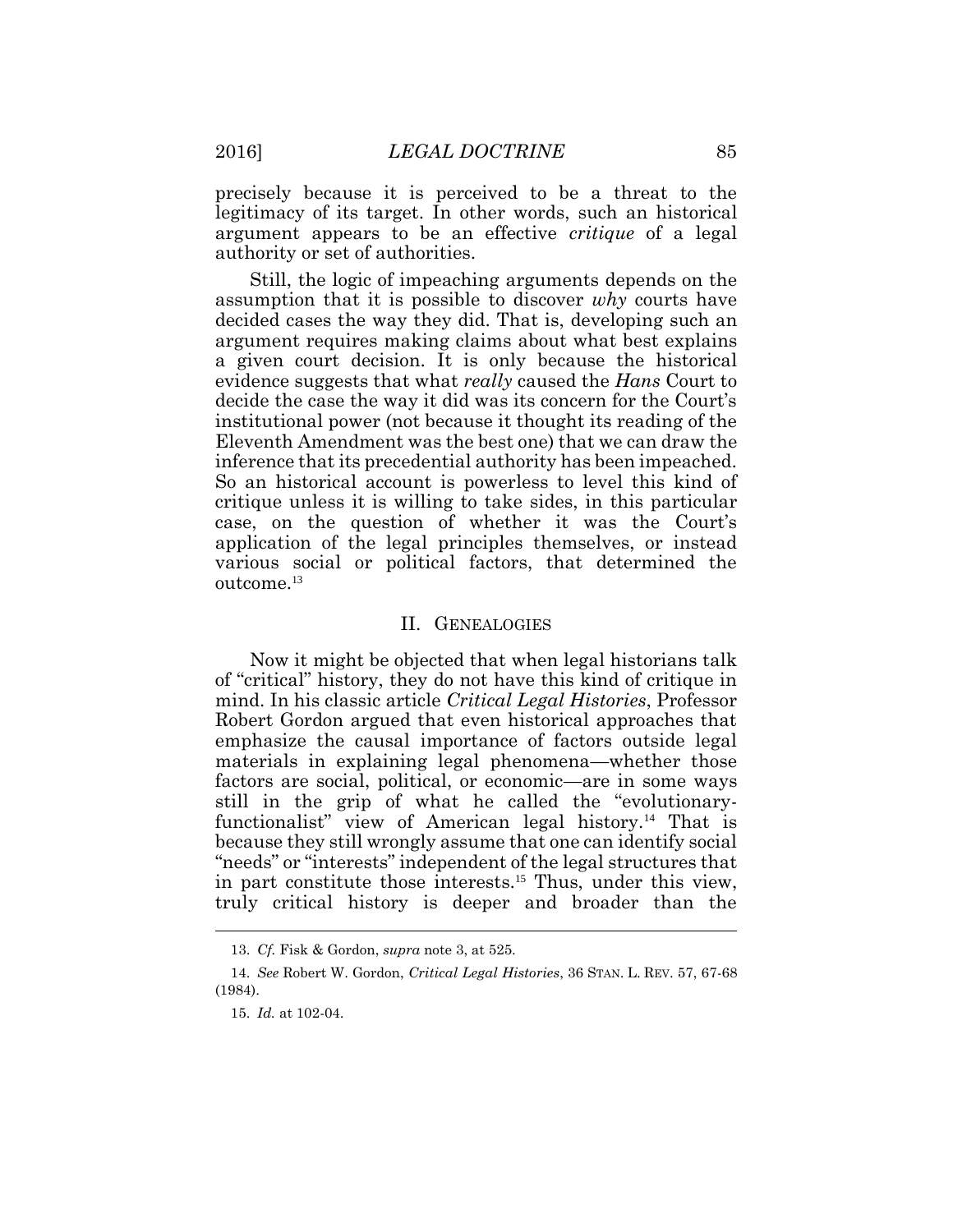precisely because it is perceived to be a threat to the legitimacy of its target. In other words, such an historical argument appears to be an effective *critique* of a legal authority or set of authorities.

Still, the logic of impeaching arguments depends on the assumption that it is possible to discover *why* courts have decided cases the way they did. That is, developing such an argument requires making claims about what best explains a given court decision. It is only because the historical evidence suggests that what *really* caused the *Hans* Court to decide the case the way it did was its concern for the Court's institutional power (not because it thought its reading of the Eleventh Amendment was the best one) that we can draw the inference that its precedential authority has been impeached. So an historical account is powerless to level this kind of critique unless it is willing to take sides, in this particular case, on the question of whether it was the Court's application of the legal principles themselves, or instead various social or political factors, that determined the outcome.[13]

## II. GENEALOGIES

Now it might be objected that when legal historians talk of "critical" history, they do not have this kind of critique in mind. In his classic article *Critical Legal Histories*, Professor Robert Gordon argued that even historical approaches that emphasize the causal importance of factors outside legal materials in explaining legal phenomena—whether those factors are social, political, or economic—are in some ways still in the grip of what he called the "evolutionary-functionalist" view of American legal history.[14] That is because they still wrongly assume that one can identify social "needs" or "interests" independent of the legal structures that in part constitute those interests.[15] Thus, under this view, truly critical history is deeper and broader than the

---

13. *Cf.* Fisk & Gordon, *supra* note 3, at 525.

14. *See* Robert W. Gordon, *Critical Legal Histories*, 36 STAN. L. REV. 57, 67-68 (1984).

15. *Id.* at 102-04.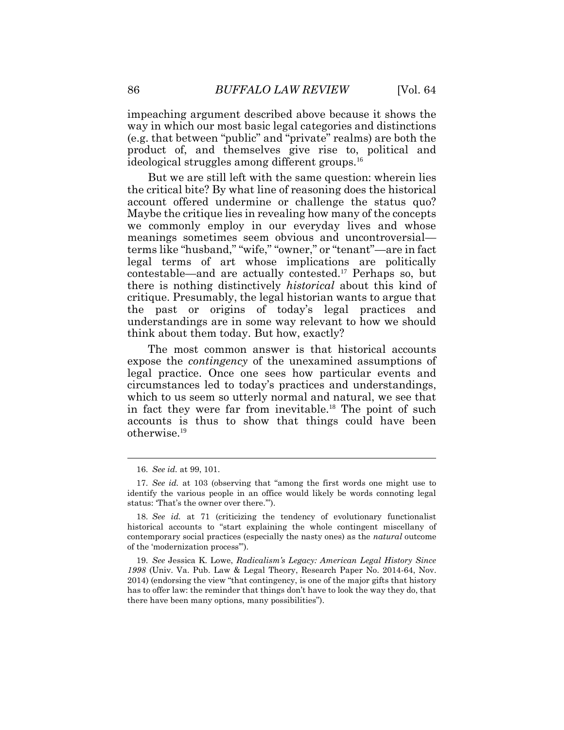impeaching argument described above because it shows the way in which our most basic legal categories and distinctions (e.g. that between "public" and "private" realms) are both the product of, and themselves give rise to, political and ideological struggles among different groups.[16]

But we are still left with the same question: wherein lies the critical bite? By what line of reasoning does the historical account offered undermine or challenge the status quo? Maybe the critique lies in revealing how many of the concepts we commonly employ in our everyday lives and whose meanings sometimes seem obvious and uncontroversial—terms like "husband," "wife," "owner," or "tenant"—are in fact legal terms of art whose implications are politically contestable—and are actually contested.[17] Perhaps so, but there is nothing distinctively *historical* about this kind of critique. Presumably, the legal historian wants to argue that the past or origins of today's legal practices and understandings are in some way relevant to how we should think about them today. But how, exactly?

The most common answer is that historical accounts expose the *contingency* of the unexamined assumptions of legal practice. Once one sees how particular events and circumstances led to today's practices and understandings, which to us seem so utterly normal and natural, we see that in fact they were far from inevitable.[18] The point of such accounts is thus to show that things could have been otherwise.[19]

---

16. *See id.* at 99, 101.

17. *See id.* at 103 (observing that "among the first words one might use to identify the various people in an office would likely be words connoting legal status: 'That's the owner over there.'").

18. *See id.* at 71 (criticizing the tendency of evolutionary functionalist historical accounts to "start explaining the whole contingent miscellany of contemporary social practices (especially the nasty ones) as the *natural* outcome of the 'modernization process'").

19. *See* Jessica K. Lowe, *Radicalism's Legacy: American Legal History Since 1998* (Univ. Va. Pub. Law & Legal Theory, Research Paper No. 2014-64, Nov. 2014) (endorsing the view "that contingency, is one of the major gifts that history has to offer law: the reminder that things don't have to look the way they do, that there have been many options, many possibilities").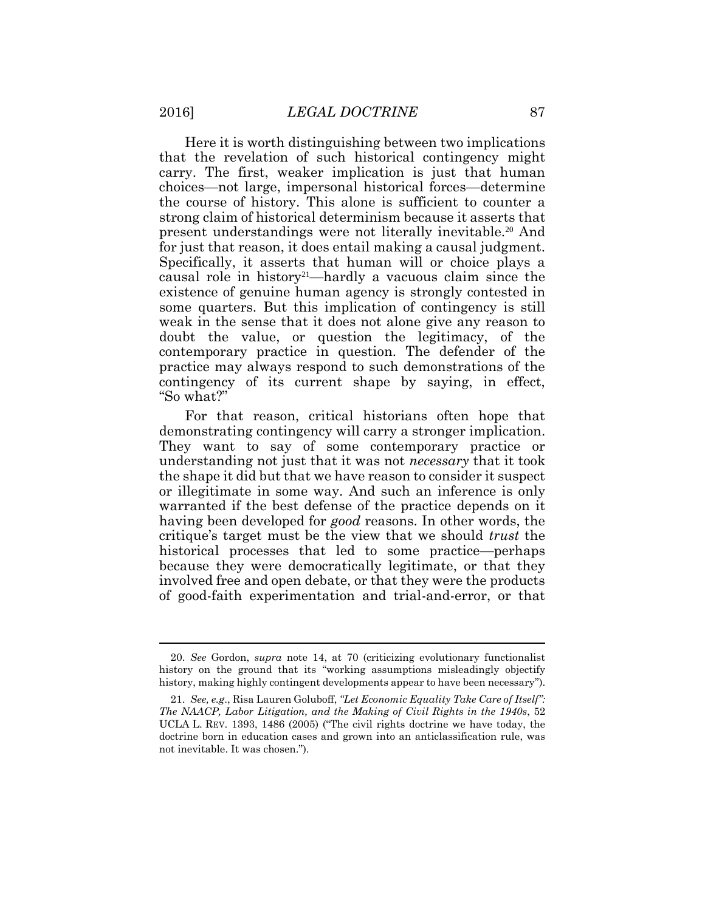Here it is worth distinguishing between two implications that the revelation of such historical contingency might carry. The first, weaker implication is just that human choices—not large, impersonal historical forces—determine the course of history. This alone is sufficient to counter a strong claim of historical determinism because it asserts that present understandings were not literally inevitable.[20] And for just that reason, it does entail making a causal judgment. Specifically, it asserts that human will or choice plays a causal role in history[21]—hardly a vacuous claim since the existence of genuine human agency is strongly contested in some quarters. But this implication of contingency is still weak in the sense that it does not alone give any reason to doubt the value, or question the legitimacy, of the contemporary practice in question. The defender of the practice may always respond to such demonstrations of the contingency of its current shape by saying, in effect, "So what?"

For that reason, critical historians often hope that demonstrating contingency will carry a stronger implication. They want to say of some contemporary practice or understanding not just that it was not *necessary* that it took the shape it did but that we have reason to consider it suspect or illegitimate in some way. And such an inference is only warranted if the best defense of the practice depends on it having been developed for *good* reasons. In other words, the critique's target must be the view that we should *trust* the historical processes that led to some practice—perhaps because they were democratically legitimate, or that they involved free and open debate, or that they were the products of good-faith experimentation and trial-and-error, or that

---

20. *See* Gordon, *supra* note 14, at 70 (criticizing evolutionary functionalist history on the ground that its "working assumptions misleadingly objectify history, making highly contingent developments appear to have been necessary").

21. *See, e.g.*, Risa Lauren Goluboff, *"Let Economic Equality Take Care of Itself": The NAACP, Labor Litigation, and the Making of Civil Rights in the 1940s*, 52 UCLA L. REV. 1393, 1486 (2005) ("The civil rights doctrine we have today, the doctrine born in education cases and grown into an anticlassification rule, was not inevitable. It was chosen.").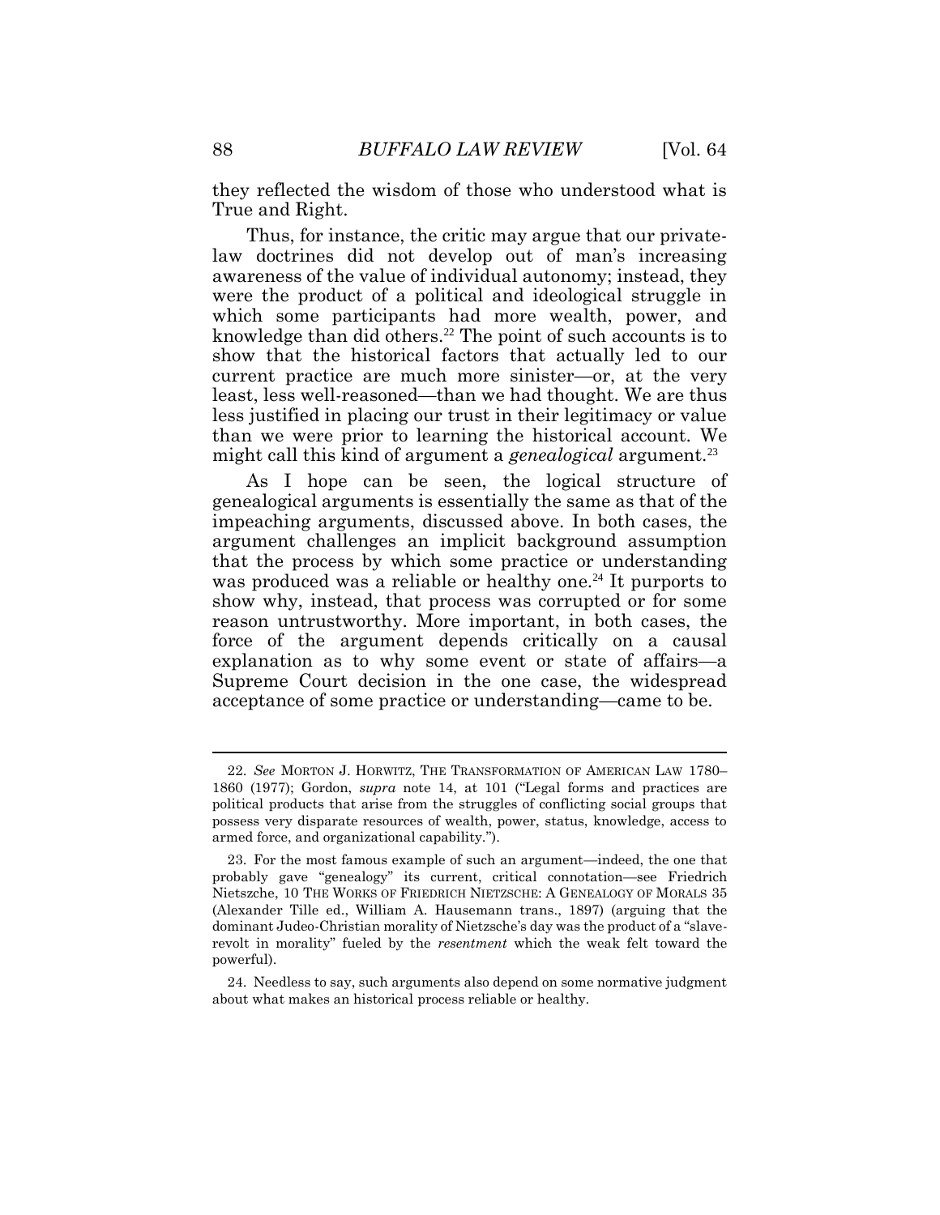they reflected the wisdom of those who understood what is True and Right.

Thus, for instance, the critic may argue that our private-law doctrines did not develop out of man's increasing awareness of the value of individual autonomy; instead, they were the product of a political and ideological struggle in which some participants had more wealth, power, and knowledge than did others.[22] The point of such accounts is to show that the historical factors that actually led to our current practice are much more sinister—or, at the very least, less well-reasoned—than we had thought. We are thus less justified in placing our trust in their legitimacy or value than we were prior to learning the historical account. We might call this kind of argument a *genealogical* argument.[23]

As I hope can be seen, the logical structure of genealogical arguments is essentially the same as that of the impeaching arguments, discussed above. In both cases, the argument challenges an implicit background assumption that the process by which some practice or understanding was produced was a reliable or healthy one.[24] It purports to show why, instead, that process was corrupted or for some reason untrustworthy. More important, in both cases, the force of the argument depends critically on a causal explanation as to why some event or state of affairs—a Supreme Court decision in the one case, the widespread acceptance of some practice or understanding—came to be.

---

22. *See* MORTON J. HORWITZ, THE TRANSFORMATION OF AMERICAN LAW 1780–1860 (1977); Gordon, *supra* note 14, at 101 ("Legal forms and practices are political products that arise from the struggles of conflicting social groups that possess very disparate resources of wealth, power, status, knowledge, access to armed force, and organizational capability.").

23. For the most famous example of such an argument—indeed, the one that probably gave "genealogy" its current, critical connotation—see Friedrich Nietzsche, 10 THE WORKS OF FRIEDRICH NIETZSCHE: A GENEALOGY OF MORALS 35 (Alexander Tille ed., William A. Hausemann trans., 1897) (arguing that the dominant Judeo-Christian morality of Nietzsche's day was the product of a "slave-revolt in morality" fueled by the *resentment* which the weak felt toward the powerful).

24. Needless to say, such arguments also depend on some normative judgment about what makes an historical process reliable or healthy.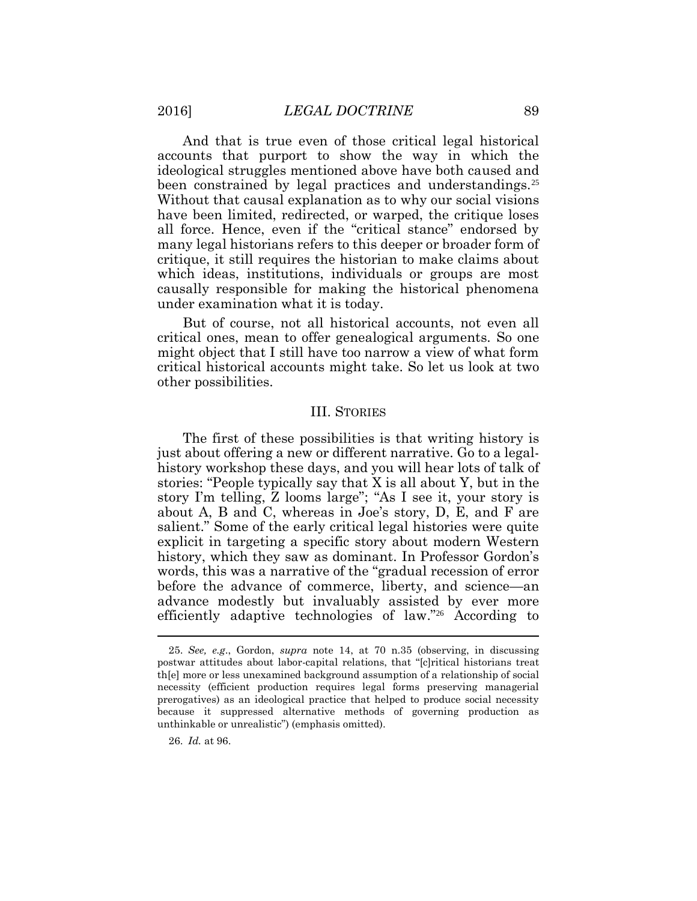And that is true even of those critical legal historical accounts that purport to show the way in which the ideological struggles mentioned above have both caused and been constrained by legal practices and understandings.[25] Without that causal explanation as to why our social visions have been limited, redirected, or warped, the critique loses all force. Hence, even if the "critical stance" endorsed by many legal historians refers to this deeper or broader form of critique, it still requires the historian to make claims about which ideas, institutions, individuals or groups are most causally responsible for making the historical phenomena under examination what it is today.

But of course, not all historical accounts, not even all critical ones, mean to offer genealogical arguments. So one might object that I still have too narrow a view of what form critical historical accounts might take. So let us look at two other possibilities.

## III. STORIES

The first of these possibilities is that writing history is just about offering a new or different narrative. Go to a legal-history workshop these days, and you will hear lots of talk of stories: "People typically say that X is all about Y, but in the story I'm telling, Z looms large"; "As I see it, your story is about A, B and C, whereas in Joe's story, D, E, and F are salient." Some of the early critical legal histories were quite explicit in targeting a specific story about modern Western history, which they saw as dominant. In Professor Gordon's words, this was a narrative of the "gradual recession of error before the advance of commerce, liberty, and science—an advance modestly but invaluably assisted by ever more efficiently adaptive technologies of law."[26] According to

---

25. *See, e.g.*, Gordon, *supra* note 14, at 70 n.35 (observing, in discussing postwar attitudes about labor-capital relations, that "[c]ritical historians treat th[e] more or less unexamined background assumption of a relationship of social necessity (efficient production requires legal forms preserving managerial prerogatives) as an ideological practice that helped to produce social necessity because it suppressed alternative methods of governing production as unthinkable or unrealistic") (emphasis omitted).

26. *Id.* at 96.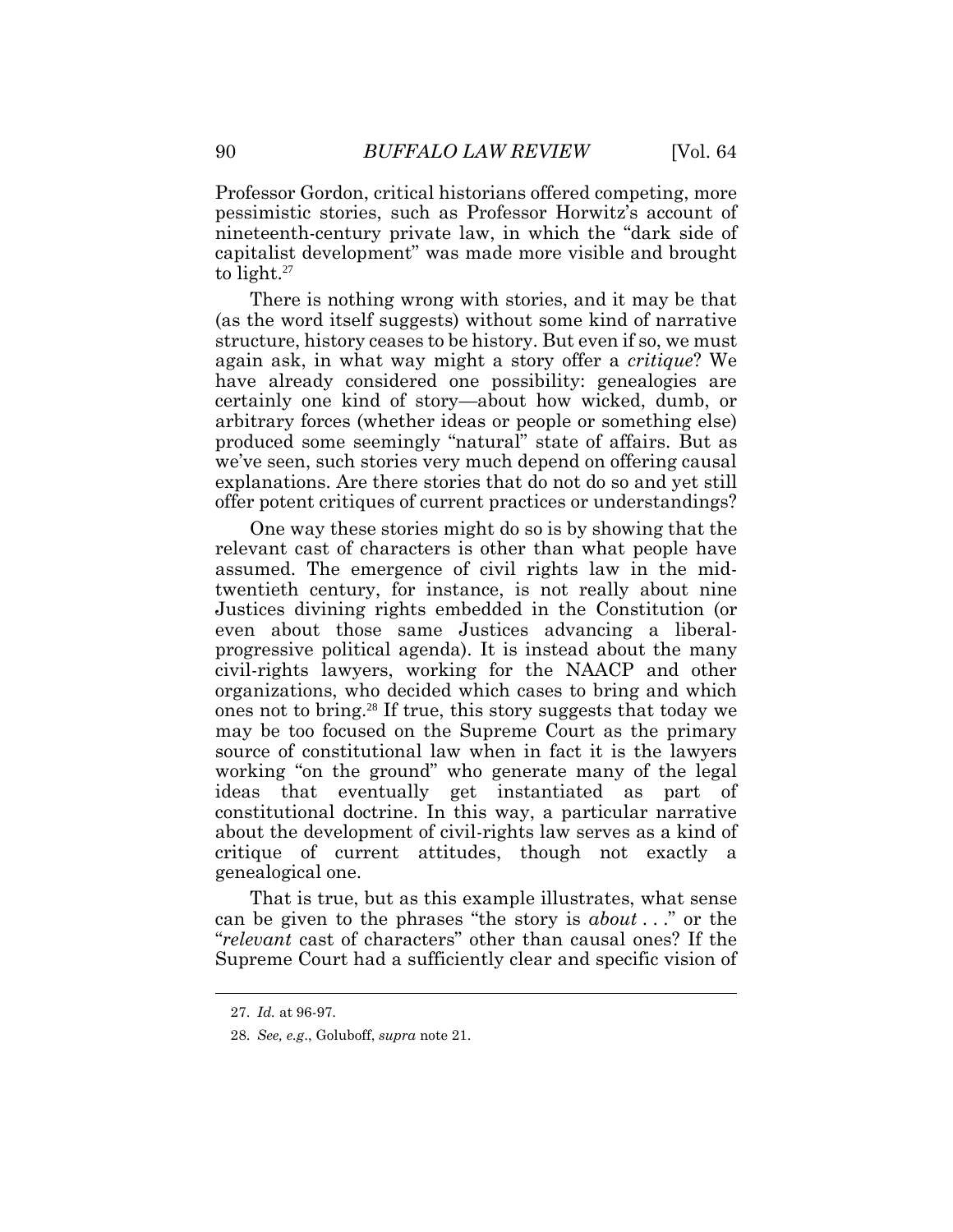Professor Gordon, critical historians offered competing, more pessimistic stories, such as Professor Horwitz's account of nineteenth-century private law, in which the "dark side of capitalist development" was made more visible and brought to light.[27]

There is nothing wrong with stories, and it may be that (as the word itself suggests) without some kind of narrative structure, history ceases to be history. But even if so, we must again ask, in what way might a story offer a *critique*? We have already considered one possibility: genealogies are certainly one kind of story—about how wicked, dumb, or arbitrary forces (whether ideas or people or something else) produced some seemingly "natural" state of affairs. But as we've seen, such stories very much depend on offering causal explanations. Are there stories that do not do so and yet still offer potent critiques of current practices or understandings?

One way these stories might do so is by showing that the relevant cast of characters is other than what people have assumed. The emergence of civil rights law in the mid-twentieth century, for instance, is not really about nine Justices divining rights embedded in the Constitution (or even about those same Justices advancing a liberal-progressive political agenda). It is instead about the many civil-rights lawyers, working for the NAACP and other organizations, who decided which cases to bring and which ones not to bring.[28] If true, this story suggests that today we may be too focused on the Supreme Court as the primary source of constitutional law when in fact it is the lawyers working "on the ground" who generate many of the legal ideas that eventually get instantiated as part of constitutional doctrine. In this way, a particular narrative about the development of civil-rights law serves as a kind of critique of current attitudes, though not exactly a genealogical one.

That is true, but as this example illustrates, what sense can be given to the phrases "the story is *about* . . ." or the "*relevant* cast of characters" other than causal ones? If the Supreme Court had a sufficiently clear and specific vision of

---

27. *Id.* at 96-97.

28. *See, e.g.*, Goluboff, *supra* note 21.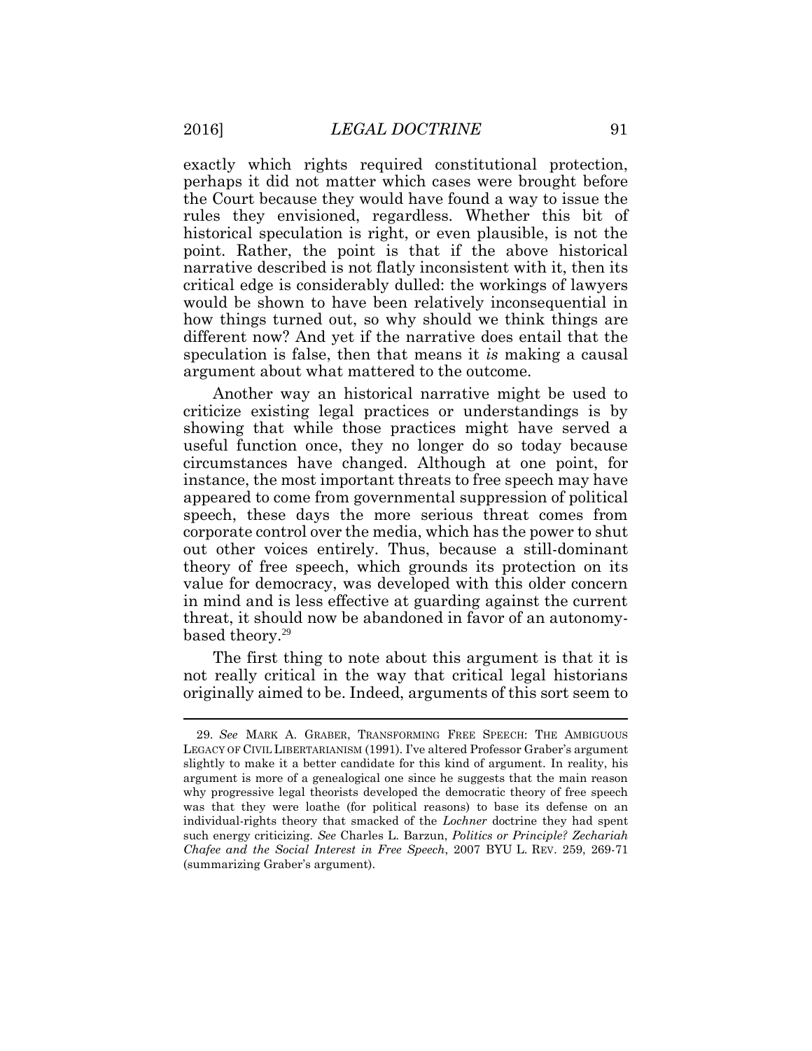exactly which rights required constitutional protection, perhaps it did not matter which cases were brought before the Court because they would have found a way to issue the rules they envisioned, regardless. Whether this bit of historical speculation is right, or even plausible, is not the point. Rather, the point is that if the above historical narrative described is not flatly inconsistent with it, then its critical edge is considerably dulled: the workings of lawyers would be shown to have been relatively inconsequential in how things turned out, so why should we think things are different now? And yet if the narrative does entail that the speculation is false, then that means it *is* making a causal argument about what mattered to the outcome.

Another way an historical narrative might be used to criticize existing legal practices or understandings is by showing that while those practices might have served a useful function once, they no longer do so today because circumstances have changed. Although at one point, for instance, the most important threats to free speech may have appeared to come from governmental suppression of political speech, these days the more serious threat comes from corporate control over the media, which has the power to shut out other voices entirely. Thus, because a still-dominant theory of free speech, which grounds its protection on its value for democracy, was developed with this older concern in mind and is less effective at guarding against the current threat, it should now be abandoned in favor of an autonomy-based theory.[29]

The first thing to note about this argument is that it is not really critical in the way that critical legal historians originally aimed to be. Indeed, arguments of this sort seem to

---

29. *See* MARK A. GRABER, TRANSFORMING FREE SPEECH: THE AMBIGUOUS LEGACY OF CIVIL LIBERTARIANISM (1991). I've altered Professor Graber's argument slightly to make it a better candidate for this kind of argument. In reality, his argument is more of a genealogical one since he suggests that the main reason why progressive legal theorists developed the democratic theory of free speech was that they were loathe (for political reasons) to base its defense on an individual-rights theory that smacked of the *Lochner* doctrine they had spent such energy criticizing. *See* Charles L. Barzun, *Politics or Principle? Zechariah Chafee and the Social Interest in Free Speech*, 2007 BYU L. REV. 259, 269-71 (summarizing Graber's argument).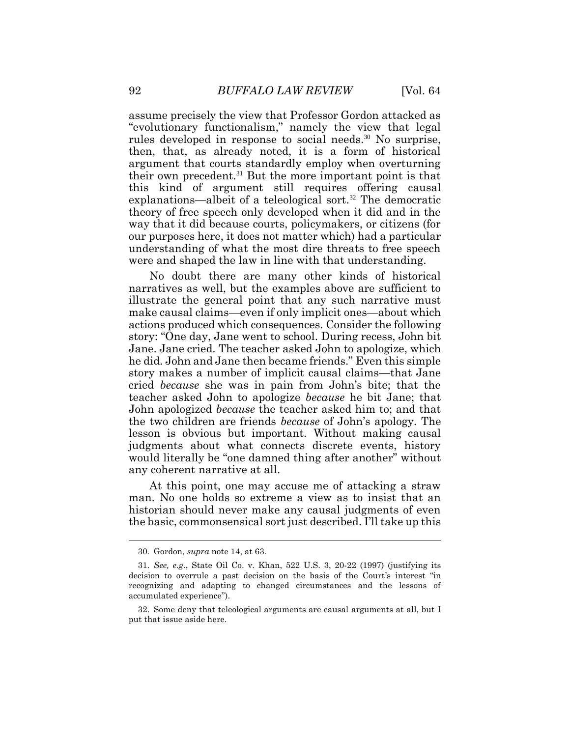assume precisely the view that Professor Gordon attacked as "evolutionary functionalism," namely the view that legal rules developed in response to social needs.[30] No surprise, then, that, as already noted, it is a form of historical argument that courts standardly employ when overturning their own precedent.[31] But the more important point is that this kind of argument still requires offering causal explanations—albeit of a teleological sort.[32] The democratic theory of free speech only developed when it did and in the way that it did because courts, policymakers, or citizens (for our purposes here, it does not matter which) had a particular understanding of what the most dire threats to free speech were and shaped the law in line with that understanding.

No doubt there are many other kinds of historical narratives as well, but the examples above are sufficient to illustrate the general point that any such narrative must make causal claims—even if only implicit ones—about which actions produced which consequences. Consider the following story: "One day, Jane went to school. During recess, John bit Jane. Jane cried. The teacher asked John to apologize, which he did. John and Jane then became friends." Even this simple story makes a number of implicit causal claims—that Jane cried *because* she was in pain from John's bite; that the teacher asked John to apologize *because* he bit Jane; that John apologized *because* the teacher asked him to; and that the two children are friends *because* of John's apology. The lesson is obvious but important. Without making causal judgments about what connects discrete events, history would literally be "one damned thing after another" without any coherent narrative at all.

At this point, one may accuse me of attacking a straw man. No one holds so extreme a view as to insist that an historian should never make any causal judgments of even the basic, commonsensical sort just described. I'll take up this

---

30. Gordon, *supra* note 14, at 63.

31. *See, e.g.*, State Oil Co. v. Khan, 522 U.S. 3, 20-22 (1997) (justifying its decision to overrule a past decision on the basis of the Court's interest "in recognizing and adapting to changed circumstances and the lessons of accumulated experience").

32. Some deny that teleological arguments are causal arguments at all, but I put that issue aside here.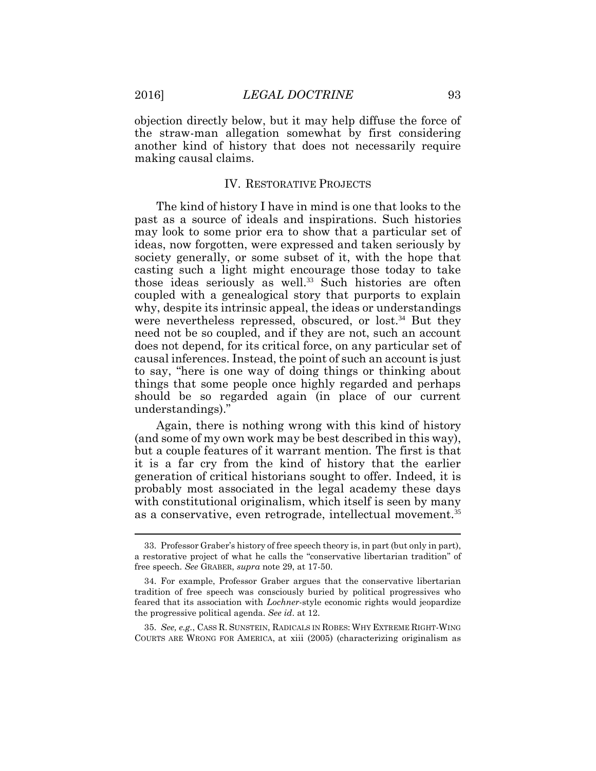objection directly below, but it may help diffuse the force of the straw-man allegation somewhat by first considering another kind of history that does not necessarily require making causal claims.

## IV. RESTORATIVE PROJECTS

The kind of history I have in mind is one that looks to the past as a source of ideals and inspirations. Such histories may look to some prior era to show that a particular set of ideas, now forgotten, were expressed and taken seriously by society generally, or some subset of it, with the hope that casting such a light might encourage those today to take those ideas seriously as well.[33] Such histories are often coupled with a genealogical story that purports to explain why, despite its intrinsic appeal, the ideas or understandings were nevertheless repressed, obscured, or lost.[34] But they need not be so coupled, and if they are not, such an account does not depend, for its critical force, on any particular set of causal inferences. Instead, the point of such an account is just to say, "here is one way of doing things or thinking about things that some people once highly regarded and perhaps should be so regarded again (in place of our current understandings)."

Again, there is nothing wrong with this kind of history (and some of my own work may be best described in this way), but a couple features of it warrant mention. The first is that it is a far cry from the kind of history that the earlier generation of critical historians sought to offer. Indeed, it is probably most associated in the legal academy these days with constitutional originalism, which itself is seen by many as a conservative, even retrograde, intellectual movement.[35]

---

33. Professor Graber's history of free speech theory is, in part (but only in part), a restorative project of what he calls the "conservative libertarian tradition" of free speech. *See* GRABER, *supra* note 29, at 17-50.

34. For example, Professor Graber argues that the conservative libertarian tradition of free speech was consciously buried by political progressives who feared that its association with *Lochner*-style economic rights would jeopardize the progressive political agenda. *See id*. at 12.

35. *See, e.g.*, CASS R. SUNSTEIN, RADICALS IN ROBES: WHY EXTREME RIGHT-WING COURTS ARE WRONG FOR AMERICA, at xiii (2005) (characterizing originalism as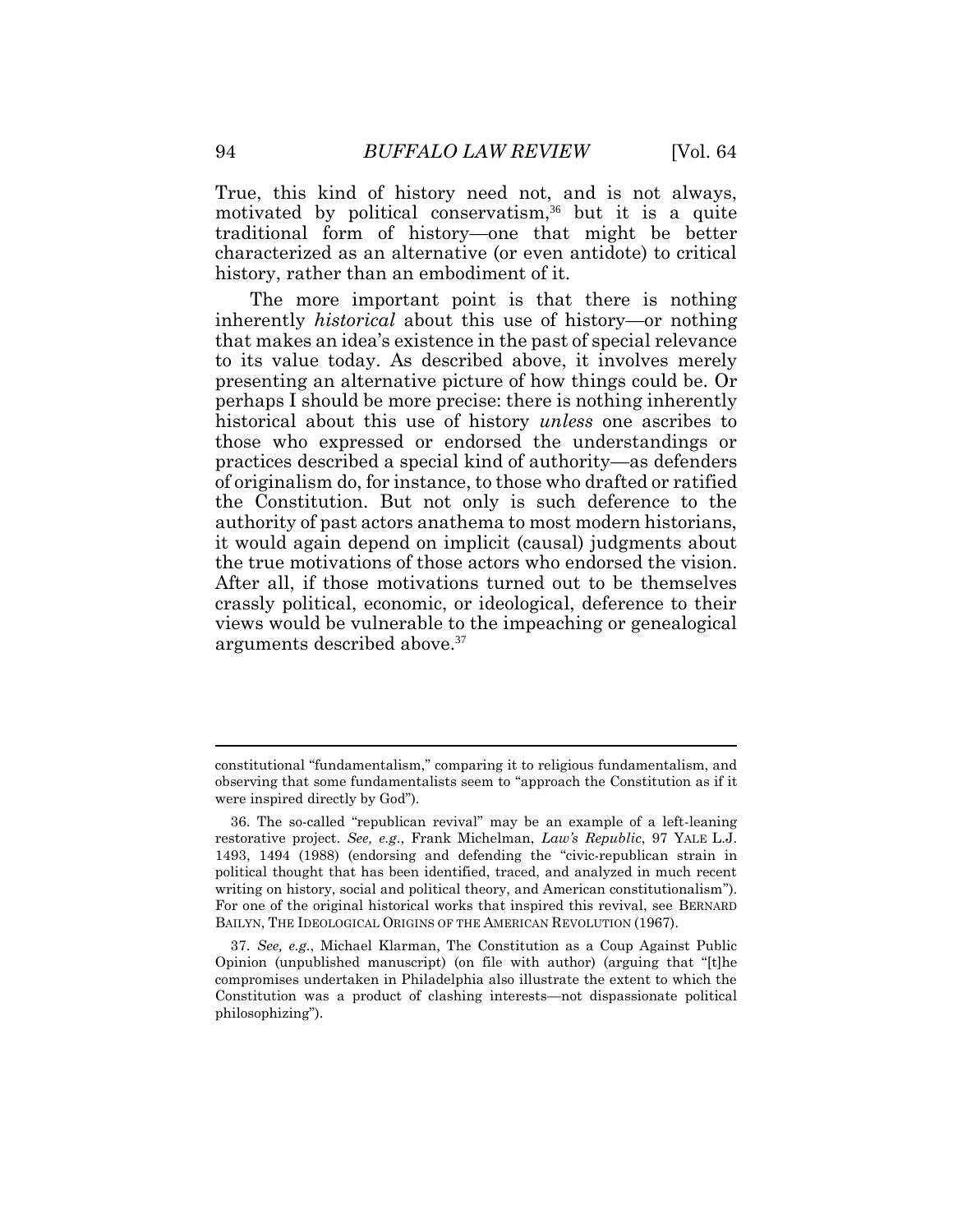True, this kind of history need not, and is not always, motivated by political conservatism,[36] but it is a quite traditional form of history—one that might be better characterized as an alternative (or even antidote) to critical history, rather than an embodiment of it.

The more important point is that there is nothing inherently *historical* about this use of history—or nothing that makes an idea's existence in the past of special relevance to its value today. As described above, it involves merely presenting an alternative picture of how things could be. Or perhaps I should be more precise: there is nothing inherently historical about this use of history *unless* one ascribes to those who expressed or endorsed the understandings or practices described a special kind of authority—as defenders of originalism do, for instance, to those who drafted or ratified the Constitution. But not only is such deference to the authority of past actors anathema to most modern historians, it would again depend on implicit (causal) judgments about the true motivations of those actors who endorsed the vision. After all, if those motivations turned out to be themselves crassly political, economic, or ideological, deference to their views would be vulnerable to the impeaching or genealogical arguments described above.[37]

---

constitutional "fundamentalism," comparing it to religious fundamentalism, and observing that some fundamentalists seem to "approach the Constitution as if it were inspired directly by God").

36. The so-called "republican revival" may be an example of a left-leaning restorative project. *See, e.g.*, Frank Michelman, *Law's Republic*, 97 YALE L.J. 1493, 1494 (1988) (endorsing and defending the "civic-republican strain in political thought that has been identified, traced, and analyzed in much recent writing on history, social and political theory, and American constitutionalism"). For one of the original historical works that inspired this revival, see BERNARD BAILYN, THE IDEOLOGICAL ORIGINS OF THE AMERICAN REVOLUTION (1967).

37. *See, e.g.*, Michael Klarman, The Constitution as a Coup Against Public Opinion (unpublished manuscript) (on file with author) (arguing that "[t]he compromises undertaken in Philadelphia also illustrate the extent to which the Constitution was a product of clashing interests—not dispassionate political philosophizing").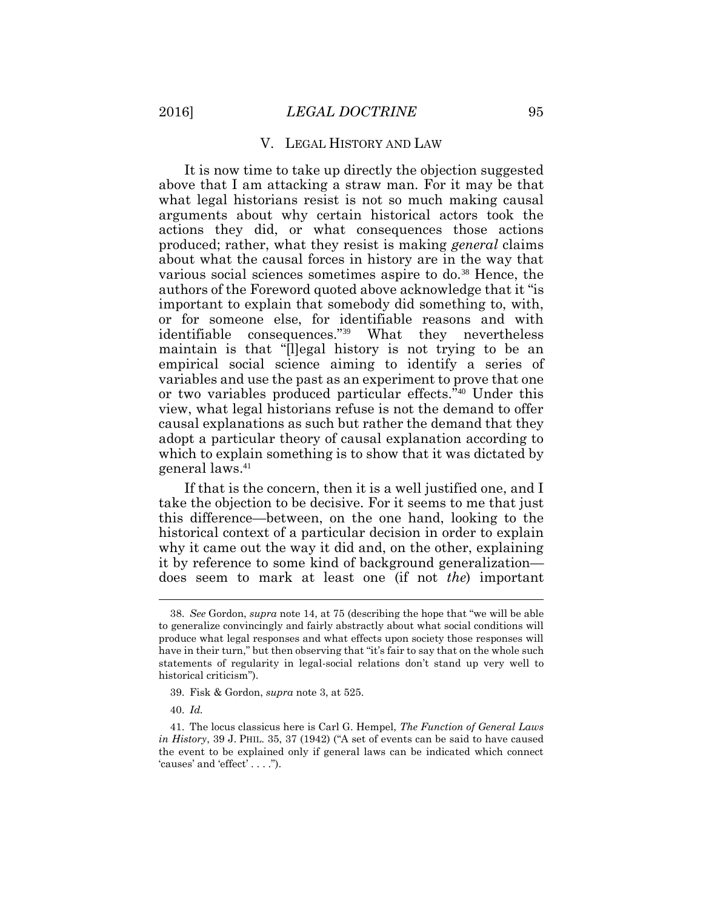## V. LEGAL HISTORY AND LAW

It is now time to take up directly the objection suggested above that I am attacking a straw man. For it may be that what legal historians resist is not so much making causal arguments about why certain historical actors took the actions they did, or what consequences those actions produced; rather, what they resist is making *general* claims about what the causal forces in history are in the way that various social sciences sometimes aspire to do.[38] Hence, the authors of the Foreword quoted above acknowledge that it "is important to explain that somebody did something to, with, or for someone else, for identifiable reasons and with identifiable consequences."[39] What they nevertheless maintain is that "[l]egal history is not trying to be an empirical social science aiming to identify a series of variables and use the past as an experiment to prove that one or two variables produced particular effects."[40] Under this view, what legal historians refuse is not the demand to offer causal explanations as such but rather the demand that they adopt a particular theory of causal explanation according to which to explain something is to show that it was dictated by general laws.[41]

If that is the concern, then it is a well justified one, and I take the objection to be decisive. For it seems to me that just this difference—between, on the one hand, looking to the historical context of a particular decision in order to explain why it came out the way it did and, on the other, explaining it by reference to some kind of background generalization—does seem to mark at least one (if not *the*) important

---

38. *See* Gordon, *supra* note 14, at 75 (describing the hope that "we will be able to generalize convincingly and fairly abstractly about what social conditions will produce what legal responses and what effects upon society those responses will have in their turn," but then observing that "it's fair to say that on the whole such statements of regularity in legal-social relations don't stand up very well to historical criticism").

39. Fisk & Gordon, *supra* note 3, at 525.

40. *Id.*

41. The locus classicus here is Carl G. Hempel, *The Function of General Laws in History*, 39 J. PHIL. 35, 37 (1942) ("A set of events can be said to have caused the event to be explained only if general laws can be indicated which connect 'causes' and 'effect' . . . .").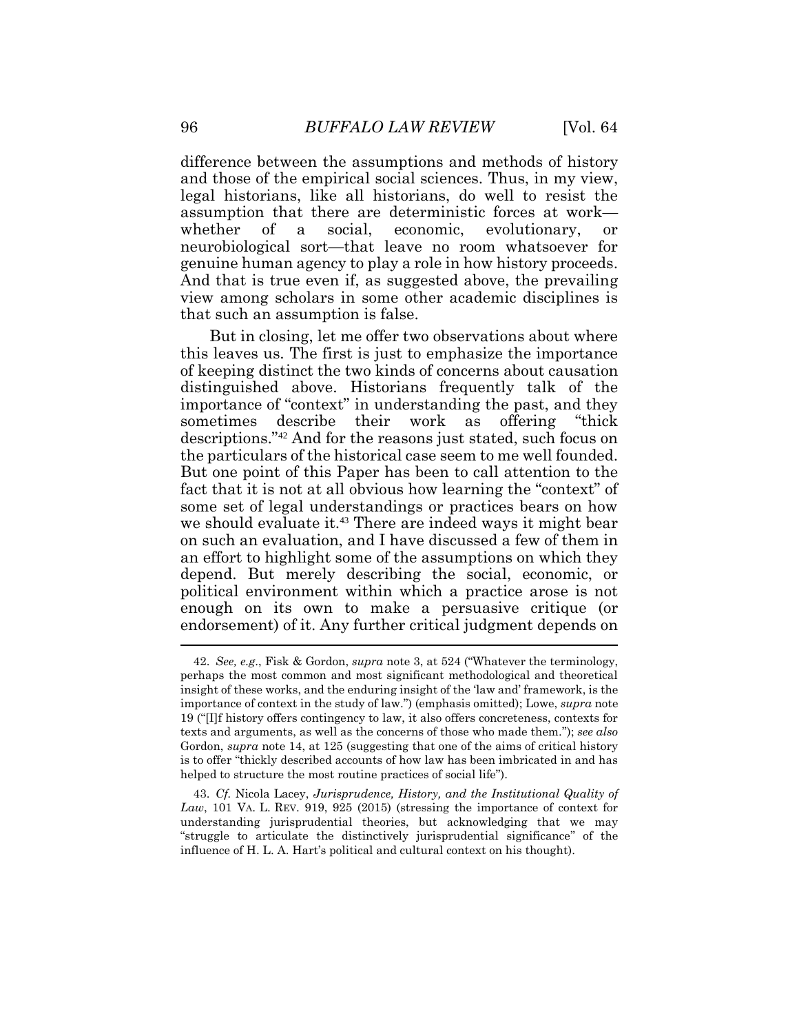difference between the assumptions and methods of history and those of the empirical social sciences. Thus, in my view, legal historians, like all historians, do well to resist the assumption that there are deterministic forces at work—whether of a social, economic, evolutionary, or neurobiological sort—that leave no room whatsoever for genuine human agency to play a role in how history proceeds. And that is true even if, as suggested above, the prevailing view among scholars in some other academic disciplines is that such an assumption is false.

But in closing, let me offer two observations about where this leaves us. The first is just to emphasize the importance of keeping distinct the two kinds of concerns about causation distinguished above. Historians frequently talk of the importance of "context" in understanding the past, and they sometimes describe their work as offering "thick descriptions."[42] And for the reasons just stated, such focus on the particulars of the historical case seem to me well founded. But one point of this Paper has been to call attention to the fact that it is not at all obvious how learning the "context" of some set of legal understandings or practices bears on how we should evaluate it.[43] There are indeed ways it might bear on such an evaluation, and I have discussed a few of them in an effort to highlight some of the assumptions on which they depend. But merely describing the social, economic, or political environment within which a practice arose is not enough on its own to make a persuasive critique (or endorsement) of it. Any further critical judgment depends on

---

42. *See, e.g.*, Fisk & Gordon, *supra* note 3, at 524 ("Whatever the terminology, perhaps the most common and most significant methodological and theoretical insight of these works, and the enduring insight of the 'law and' framework, is the importance of context in the study of law.") (emphasis omitted); Lowe, *supra* note 19 ("[I]f history offers contingency to law, it also offers concreteness, contexts for texts and arguments, as well as the concerns of those who made them."); *see also* Gordon, *supra* note 14, at 125 (suggesting that one of the aims of critical history is to offer "thickly described accounts of how law has been imbricated in and has helped to structure the most routine practices of social life").

43. *Cf.* Nicola Lacey, *Jurisprudence, History, and the Institutional Quality of Law*, 101 VA. L. REV. 919, 925 (2015) (stressing the importance of context for understanding jurisprudential theories, but acknowledging that we may "struggle to articulate the distinctively jurisprudential significance" of the influence of H. L. A. Hart's political and cultural context on his thought).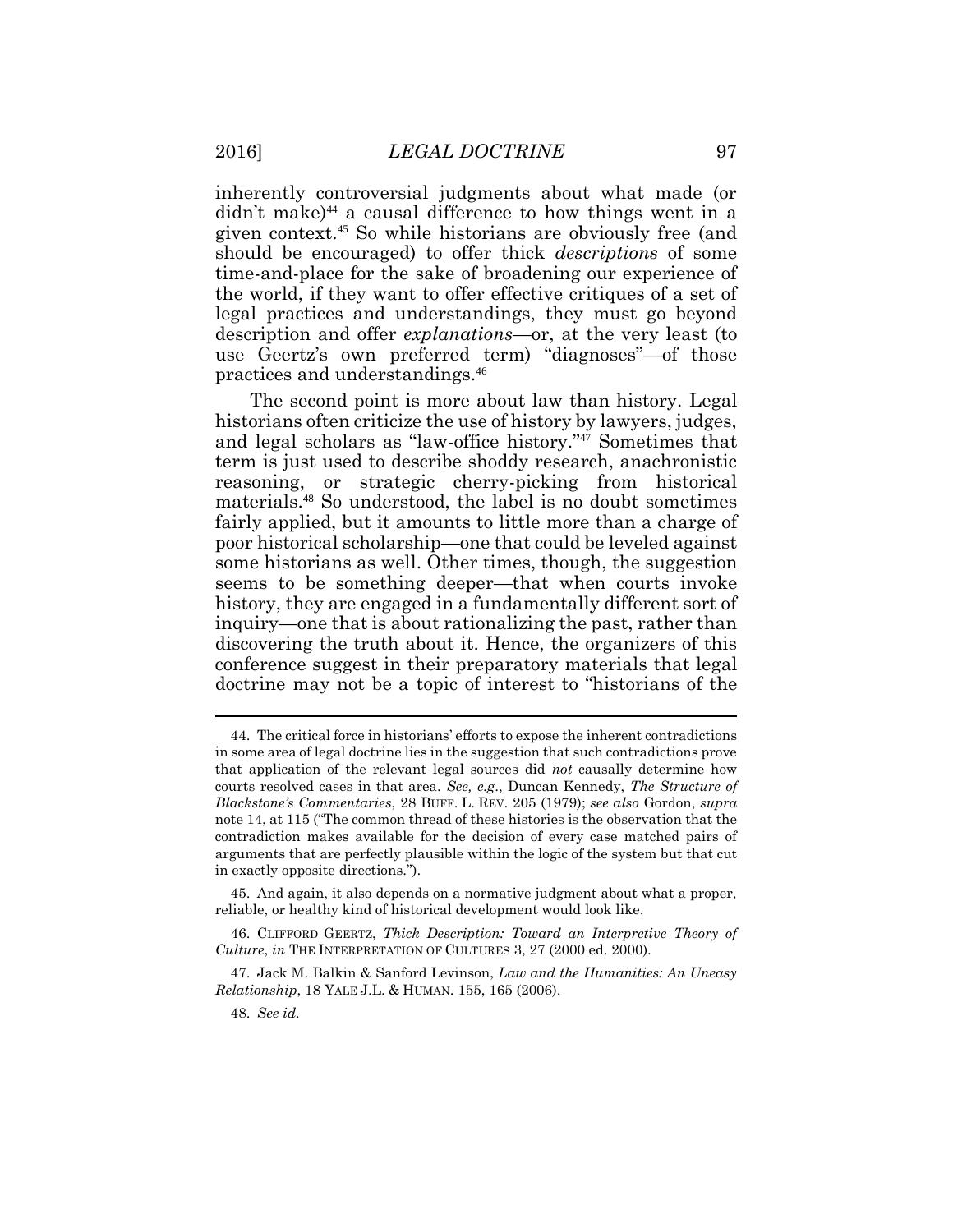inherently controversial judgments about what made (or didn't make)[44] a causal difference to how things went in a given context.[45] So while historians are obviously free (and should be encouraged) to offer thick *descriptions* of some time-and-place for the sake of broadening our experience of the world, if they want to offer effective critiques of a set of legal practices and understandings, they must go beyond description and offer *explanations*—or, at the very least (to use Geertz's own preferred term) "diagnoses"—of those practices and understandings.[46]

The second point is more about law than history. Legal historians often criticize the use of history by lawyers, judges, and legal scholars as "law-office history."[47] Sometimes that term is just used to describe shoddy research, anachronistic reasoning, or strategic cherry-picking from historical materials.[48] So understood, the label is no doubt sometimes fairly applied, but it amounts to little more than a charge of poor historical scholarship—one that could be leveled against some historians as well. Other times, though, the suggestion seems to be something deeper—that when courts invoke history, they are engaged in a fundamentally different sort of inquiry—one that is about rationalizing the past, rather than discovering the truth about it. Hence, the organizers of this conference suggest in their preparatory materials that legal doctrine may not be a topic of interest to "historians of the

---

44. The critical force in historians' efforts to expose the inherent contradictions in some area of legal doctrine lies in the suggestion that such contradictions prove that application of the relevant legal sources did *not* causally determine how courts resolved cases in that area. *See, e.g.*, Duncan Kennedy, *The Structure of Blackstone's Commentaries*, 28 BUFF. L. REV. 205 (1979); *see also* Gordon, *supra* note 14, at 115 ("The common thread of these histories is the observation that the contradiction makes available for the decision of every case matched pairs of arguments that are perfectly plausible within the logic of the system but that cut in exactly opposite directions.").

45. And again, it also depends on a normative judgment about what a proper, reliable, or healthy kind of historical development would look like.

46. CLIFFORD GEERTZ, *Thick Description: Toward an Interpretive Theory of Culture*, *in* THE INTERPRETATION OF CULTURES 3, 27 (2000 ed. 2000).

47. Jack M. Balkin & Sanford Levinson, *Law and the Humanities: An Uneasy Relationship*, 18 YALE J.L. & HUMAN. 155, 165 (2006).

48. *See id.*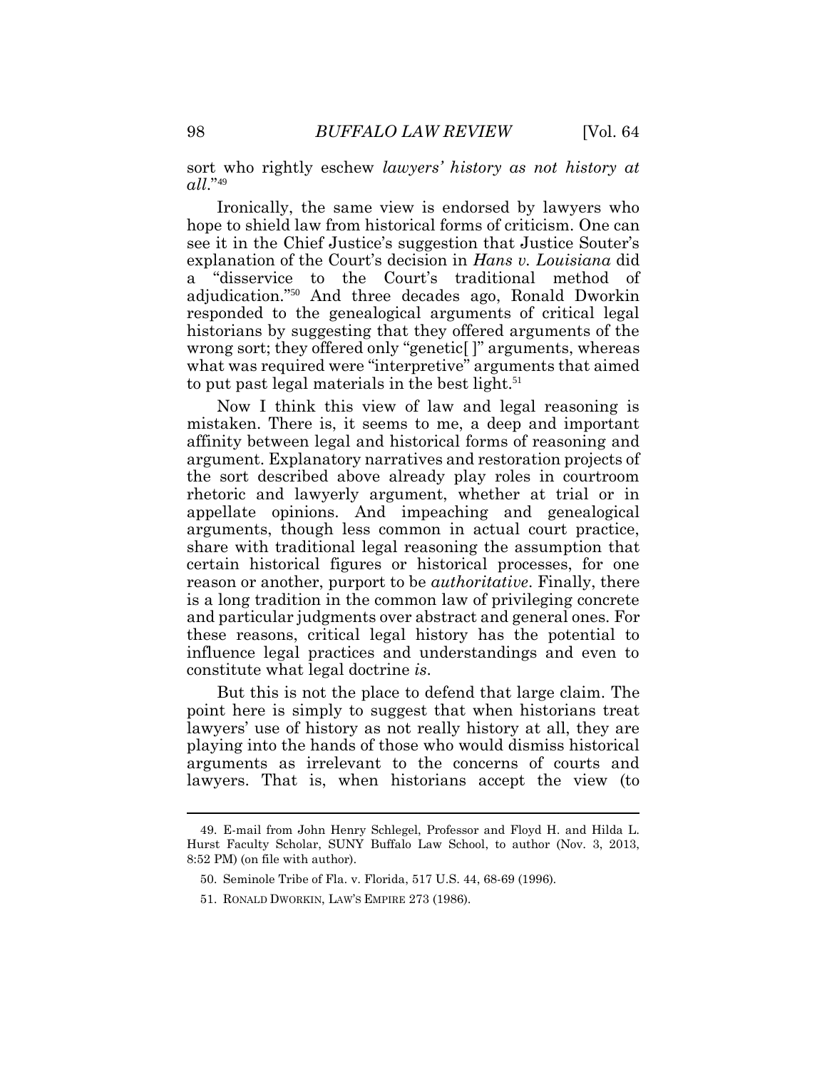sort who rightly eschew *lawyers' history as not history at all*."[49]

Ironically, the same view is endorsed by lawyers who hope to shield law from historical forms of criticism. One can see it in the Chief Justice's suggestion that Justice Souter's explanation of the Court's decision in *Hans v. Louisiana* did a "disservice to the Court's traditional method of adjudication."[50] And three decades ago, Ronald Dworkin responded to the genealogical arguments of critical legal historians by suggesting that they offered arguments of the wrong sort; they offered only "genetic[ ]" arguments, whereas what was required were "interpretive" arguments that aimed to put past legal materials in the best light.[51]

Now I think this view of law and legal reasoning is mistaken. There is, it seems to me, a deep and important affinity between legal and historical forms of reasoning and argument. Explanatory narratives and restoration projects of the sort described above already play roles in courtroom rhetoric and lawyerly argument, whether at trial or in appellate opinions. And impeaching and genealogical arguments, though less common in actual court practice, share with traditional legal reasoning the assumption that certain historical figures or historical processes, for one reason or another, purport to be *authoritative*. Finally, there is a long tradition in the common law of privileging concrete and particular judgments over abstract and general ones. For these reasons, critical legal history has the potential to influence legal practices and understandings and even to constitute what legal doctrine *is*.

But this is not the place to defend that large claim. The point here is simply to suggest that when historians treat lawyers' use of history as not really history at all, they are playing into the hands of those who would dismiss historical arguments as irrelevant to the concerns of courts and lawyers. That is, when historians accept the view (to

---

49. E-mail from John Henry Schlegel, Professor and Floyd H. and Hilda L. Hurst Faculty Scholar, SUNY Buffalo Law School, to author (Nov. 3, 2013, 8:52 PM) (on file with author).

50. Seminole Tribe of Fla. v. Florida, 517 U.S. 44, 68-69 (1996).

51. RONALD DWORKIN, LAW'S EMPIRE 273 (1986).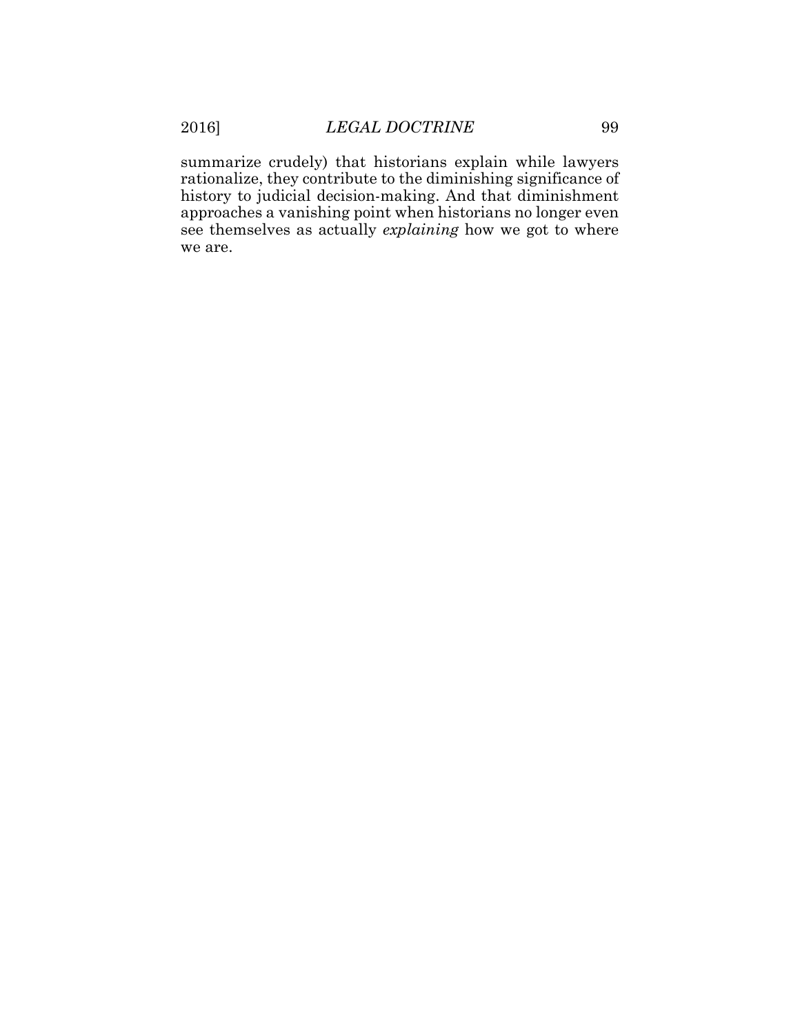summarize crudely) that historians explain while lawyers rationalize, they contribute to the diminishing significance of history to judicial decision-making. And that diminishment approaches a vanishing point when historians no longer even see themselves as actually *explaining* how we got to where we are.